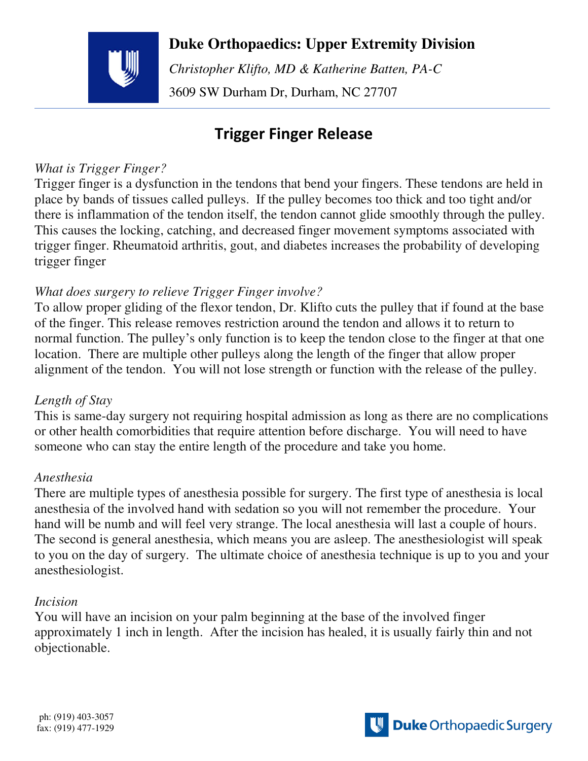# Duke Orthopaedics: Upper Extremity Division

*Christopher Klifto, MD & Katherine Batten, PA-C*

3609 SW Durham Dr, Durham, NC 27707

## Trigger Finger Release

*What is Trigger Finger?*

Trigger finger is a dysfunction in the tendons that bend your fingers. These tendons are held in place by bands of tissues called pulleys. If the pulley becomes too thick and too tight and/or there is inflammation of the tendon itself, the tendon cannot glide smoothly through the pulley. This causes the locking, catching, and decreased finger movement symptoms associated with trigger finger. Rheumatoid arthritis, gout, and diabetes increases the probability of developing trigger finger

*What does surgery to relieve Trigger Finger involve?*

To allow proper gliding of the flexor tendon, Dr. Klifto cuts the pulley that if found at the base of the finger. This release removes restriction around the tendon and allows it to return to normal function. The pulley's only function is to keep the tendon close to the finger at that one location. There are multiple other pulleys along the length of the finger that allow proper alignment of the tendon. You will not lose strength or function with the release of the pulley.

*Length of Stay*

This is same-day surgery not requiring hospital admission as long as there are no complications or other health comorbidities that require attention before discharge. You will need to have someone who can stay the entire length of the procedure and take you home.

*Anesthesia*

There are multiple types of anesthesia possible for surgery. The first type of anesthesia is local anesthesia of the involved hand with sedation so you will not remember the procedure. Your hand will be numb and will feel very strange. The local anesthesia will last a couple of hours. The second is general anesthesia, which means you are asleep. The anesthesiologist will speak to you on the day of surgery. The ultimate choice of anesthesia technique is up to you and your anesthesiologist.

*Incision*

You will have an incision on your palm beginning at the base of the involved finger approximately 1 inch in length. After the incision has healed, it is usually fairly thin and not objectionable.

ph: (919) 403-3057
fax: (919) 477-1929

Duke Orthopaedic Surgery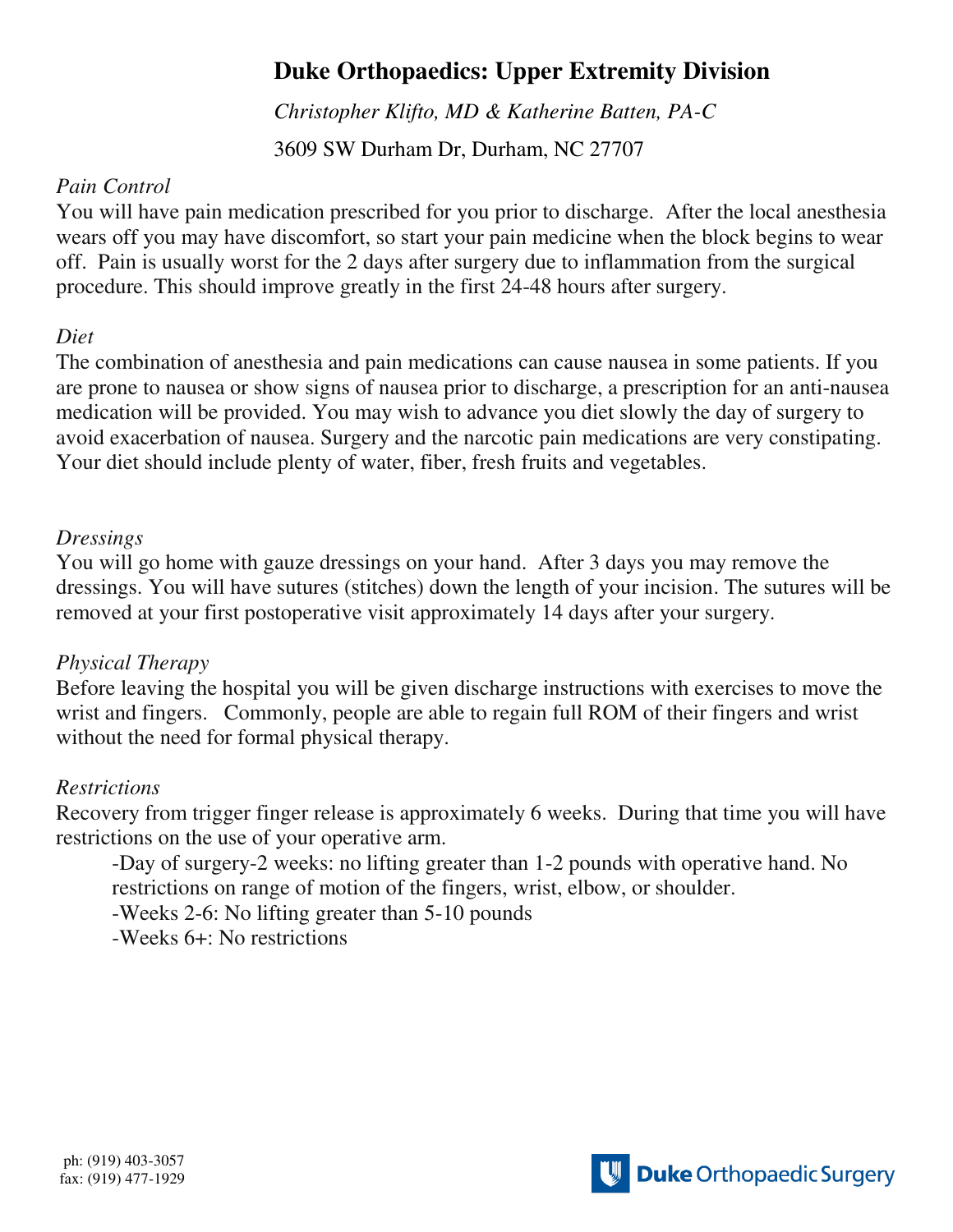# Duke Orthopaedics: Upper Extremity Division

*Christopher Klifto, MD & Katherine Batten, PA-C*

3609 SW Durham Dr, Durham, NC 27707

*Pain Control*

You will have pain medication prescribed for you prior to discharge. After the local anesthesia wears off you may have discomfort, so start your pain medicine when the block begins to wear off. Pain is usually worst for the 2 days after surgery due to inflammation from the surgical procedure. This should improve greatly in the first 24-48 hours after surgery.

*Diet*

The combination of anesthesia and pain medications can cause nausea in some patients. If you are prone to nausea or show signs of nausea prior to discharge, a prescription for an anti-nausea medication will be provided. You may wish to advance you diet slowly the day of surgery to avoid exacerbation of nausea. Surgery and the narcotic pain medications are very constipating. Your diet should include plenty of water, fiber, fresh fruits and vegetables.

*Dressings*

You will go home with gauze dressings on your hand. After 3 days you may remove the dressings. You will have sutures (stitches) down the length of your incision. The sutures will be removed at your first postoperative visit approximately 14 days after your surgery.

*Physical Therapy*

Before leaving the hospital you will be given discharge instructions with exercises to move the wrist and fingers. Commonly, people are able to regain full ROM of their fingers and wrist without the need for formal physical therapy.

*Restrictions*

Recovery from trigger finger release is approximately 6 weeks. During that time you will have restrictions on the use of your operative arm.

- Day of surgery-2 weeks: no lifting greater than 1-2 pounds with operative hand. No restrictions on range of motion of the fingers, wrist, elbow, or shoulder.
- Weeks 2-6: No lifting greater than 5-10 pounds
- Weeks 6+: No restrictions

ph: (919) 403-3057
fax: (919) 477-1929

Duke Orthopaedic Surgery